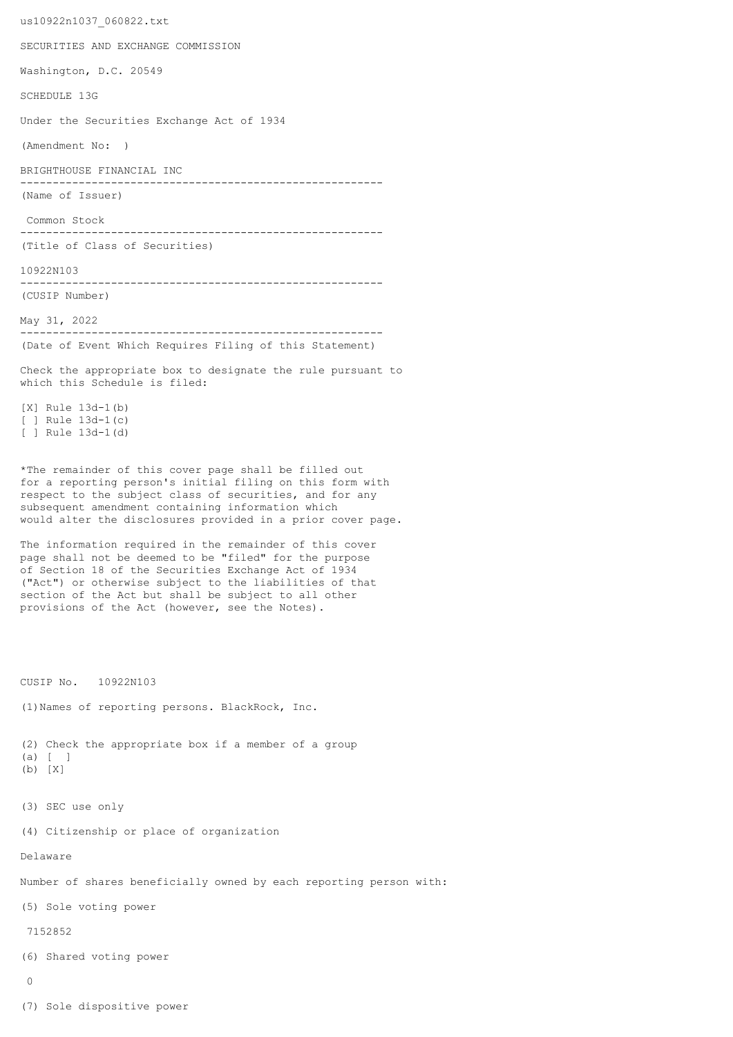us10922n1037_060822.txt

SECURITIES AND EXCHANGE COMMISSION

Washington, D.C. 20549

SCHEDULE 13G

Under the Securities Exchange Act of 1934

(Amendment No: )

BRIGHTHOUSE FINANCIAL INC

--------------------------------------------------------

(Name of Issuer)

Common Stock

--------------------------------------------------------

(Title of Class of Securities)

10922N103

--------------------------------------------------------

(CUSIP Number)

May 31, 2022

--------------------------------------------------------

(Date of Event Which Requires Filing of this Statement)

Check the appropriate box to designate the rule pursuant to which this Schedule is filed:

[X] Rule 13d-1(b)
[ ] Rule 13d-1(c)
[ ] Rule 13d-1(d)

*The remainder of this cover page shall be filled out for a reporting person's initial filing on this form with respect to the subject class of securities, and for any subsequent amendment containing information which would alter the disclosures provided in a prior cover page.

The information required in the remainder of this cover page shall not be deemed to be "filed" for the purpose of Section 18 of the Securities Exchange Act of 1934 ("Act") or otherwise subject to the liabilities of that section of the Act but shall be subject to all other provisions of the Act (however, see the Notes).

CUSIP No. 10922N103

(1)Names of reporting persons. BlackRock, Inc.

(2) Check the appropriate box if a member of a group
(a) [ ]
(b) [X]

(3) SEC use only

(4) Citizenship or place of organization

Delaware

Number of shares beneficially owned by each reporting person with:

(5) Sole voting power

7152852

(6) Shared voting power

0

(7) Sole dispositive power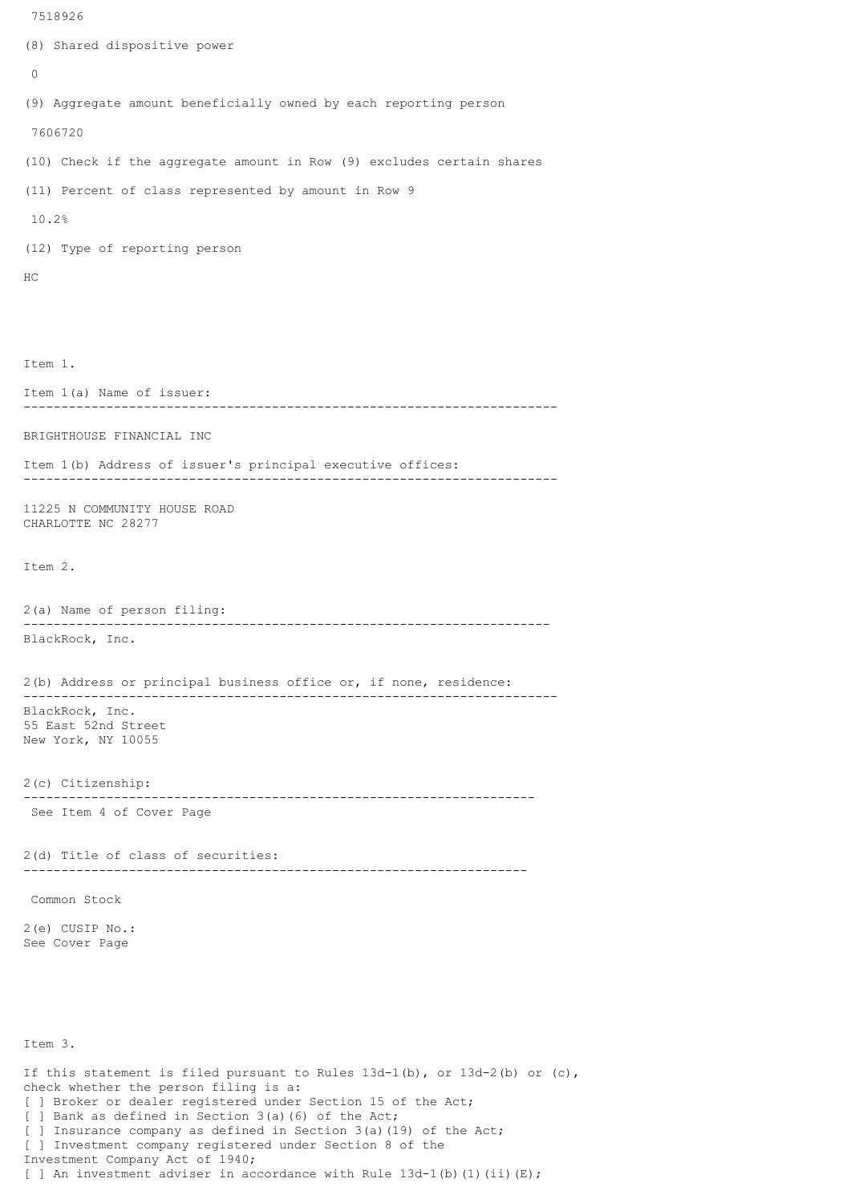7518926

(8) Shared dispositive power

0

(9) Aggregate amount beneficially owned by each reporting person

7606720

(10) Check if the aggregate amount in Row (9) excludes certain shares

(11) Percent of class represented by amount in Row 9

10.2%

(12) Type of reporting person

HC

Item 1.

Item 1(a) Name of issuer:

---

BRIGHTHOUSE FINANCIAL INC

Item 1(b) Address of issuer's principal executive offices:

---

11225 N COMMUNITY HOUSE ROAD
CHARLOTTE NC 28277

Item 2.

2(a) Name of person filing:

---

BlackRock, Inc.

2(b) Address or principal business office or, if none, residence:

---

BlackRock, Inc.
55 East 52nd Street
New York, NY 10055

2(c) Citizenship:

---

See Item 4 of Cover Page

2(d) Title of class of securities:

---

Common Stock

2(e) CUSIP No.:
See Cover Page

Item 3.

If this statement is filed pursuant to Rules 13d-1(b), or 13d-2(b) or (c), check whether the person filing is a:
[ ] Broker or dealer registered under Section 15 of the Act;
[ ] Bank as defined in Section 3(a)(6) of the Act;
[ ] Insurance company as defined in Section 3(a)(19) of the Act;
[ ] Investment company registered under Section 8 of the Investment Company Act of 1940;
[ ] An investment adviser in accordance with Rule 13d-1(b)(1)(ii)(E);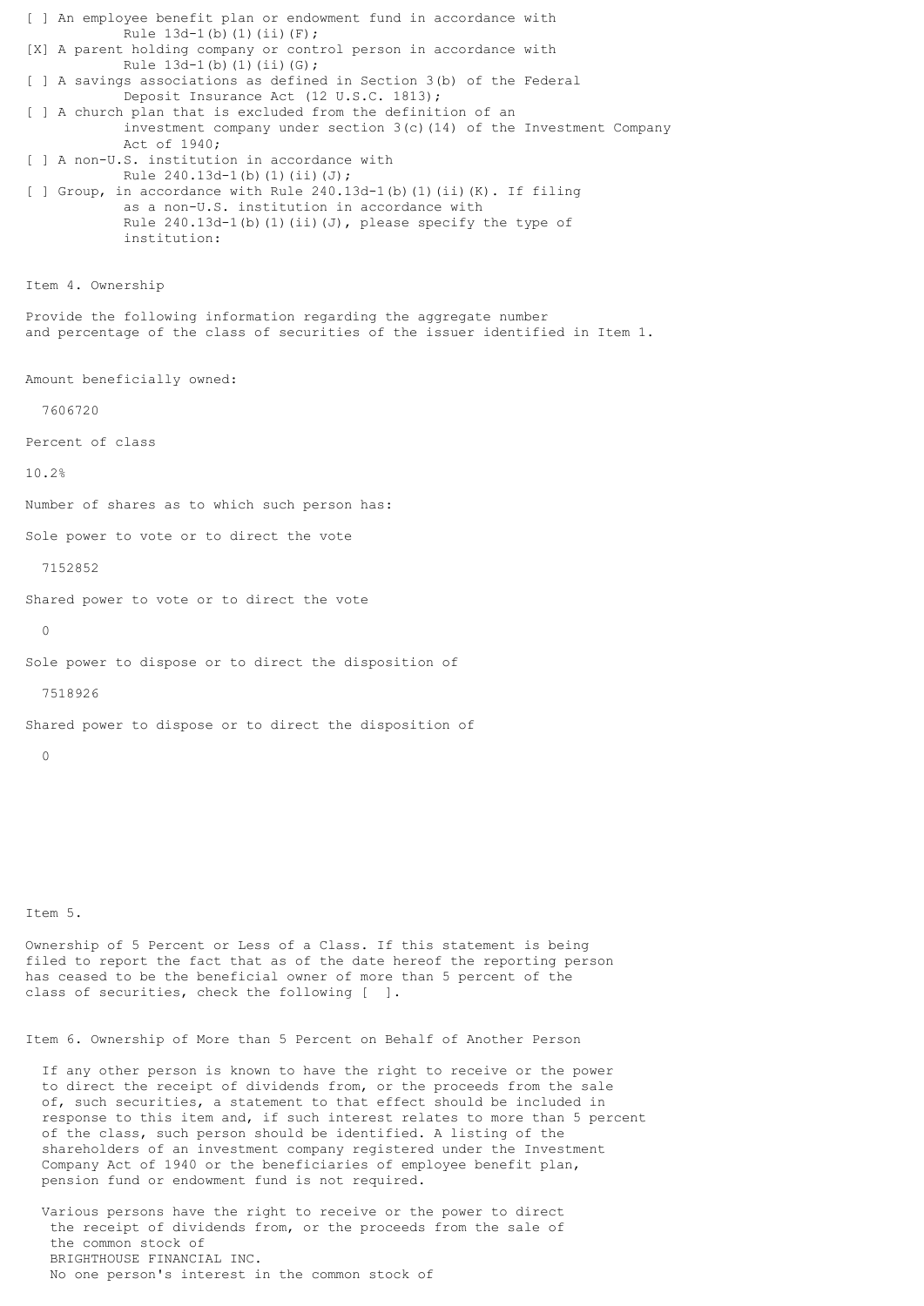[ ] An employee benefit plan or endowment fund in accordance with Rule 13d-1(b)(1)(ii)(F);

[X] A parent holding company or control person in accordance with Rule 13d-1(b)(1)(ii)(G);

[ ] A savings associations as defined in Section 3(b) of the Federal Deposit Insurance Act (12 U.S.C. 1813);

[ ] A church plan that is excluded from the definition of an investment company under section 3(c)(14) of the Investment Company Act of 1940;

[ ] A non-U.S. institution in accordance with Rule 240.13d-1(b)(1)(ii)(J);

[ ] Group, in accordance with Rule 240.13d-1(b)(1)(ii)(K). If filing as a non-U.S. institution in accordance with Rule 240.13d-1(b)(1)(ii)(J), please specify the type of institution:

Item 4. Ownership

Provide the following information regarding the aggregate number and percentage of the class of securities of the issuer identified in Item 1.

Amount beneficially owned:

7606720

Percent of class

10.2%

Number of shares as to which such person has:

Sole power to vote or to direct the vote

7152852

Shared power to vote or to direct the vote

0

Sole power to dispose or to direct the disposition of

7518926

Shared power to dispose or to direct the disposition of

0

Item 5.

Ownership of 5 Percent or Less of a Class. If this statement is being filed to report the fact that as of the date hereof the reporting person has ceased to be the beneficial owner of more than 5 percent of the class of securities, check the following [ ].

Item 6. Ownership of More than 5 Percent on Behalf of Another Person

If any other person is known to have the right to receive or the power to direct the receipt of dividends from, or the proceeds from the sale of, such securities, a statement to that effect should be included in response to this item and, if such interest relates to more than 5 percent of the class, such person should be identified. A listing of the shareholders of an investment company registered under the Investment Company Act of 1940 or the beneficiaries of employee benefit plan, pension fund or endowment fund is not required.

Various persons have the right to receive or the power to direct the receipt of dividends from, or the proceeds from the sale of the common stock of BRIGHTHOUSE FINANCIAL INC.
No one person's interest in the common stock of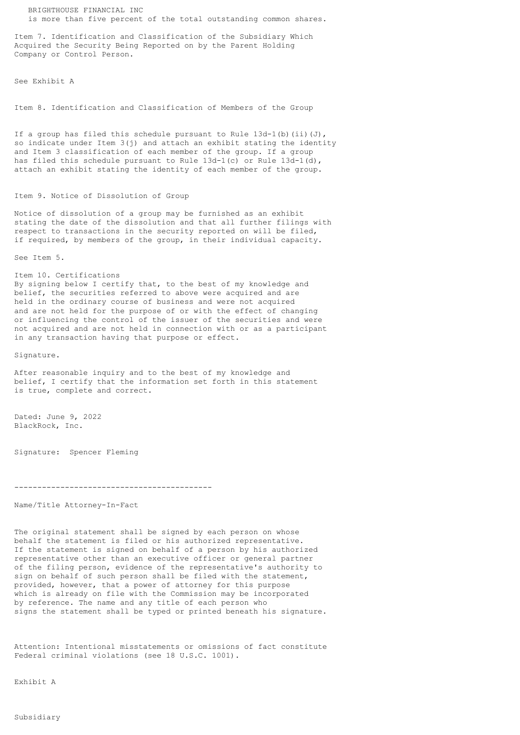BRIGHTHOUSE FINANCIAL INC
is more than five percent of the total outstanding common shares.

Item 7. Identification and Classification of the Subsidiary Which Acquired the Security Being Reported on by the Parent Holding Company or Control Person.

See Exhibit A

Item 8. Identification and Classification of Members of the Group

If a group has filed this schedule pursuant to Rule 13d-1(b)(ii)(J), so indicate under Item 3(j) and attach an exhibit stating the identity and Item 3 classification of each member of the group. If a group has filed this schedule pursuant to Rule 13d-1(c) or Rule 13d-1(d), attach an exhibit stating the identity of each member of the group.

Item 9. Notice of Dissolution of Group

Notice of dissolution of a group may be furnished as an exhibit stating the date of the dissolution and that all further filings with respect to transactions in the security reported on will be filed, if required, by members of the group, in their individual capacity.

See Item 5.

Item 10. Certifications
By signing below I certify that, to the best of my knowledge and belief, the securities referred to above were acquired and are held in the ordinary course of business and were not acquired and are not held for the purpose of or with the effect of changing or influencing the control of the issuer of the securities and were not acquired and are not held in connection with or as a participant in any transaction having that purpose or effect.

Signature.

After reasonable inquiry and to the best of my knowledge and belief, I certify that the information set forth in this statement is true, complete and correct.

Dated: June 9, 2022
BlackRock, Inc.

Signature: Spencer Fleming

-------------------------------------------

Name/Title Attorney-In-Fact

The original statement shall be signed by each person on whose behalf the statement is filed or his authorized representative. If the statement is signed on behalf of a person by his authorized representative other than an executive officer or general partner of the filing person, evidence of the representative's authority to sign on behalf of such person shall be filed with the statement, provided, however, that a power of attorney for this purpose which is already on file with the Commission may be incorporated by reference. The name and any title of each person who signs the statement shall be typed or printed beneath his signature.

Attention: Intentional misstatements or omissions of fact constitute Federal criminal violations (see 18 U.S.C. 1001).

Exhibit A

Subsidiary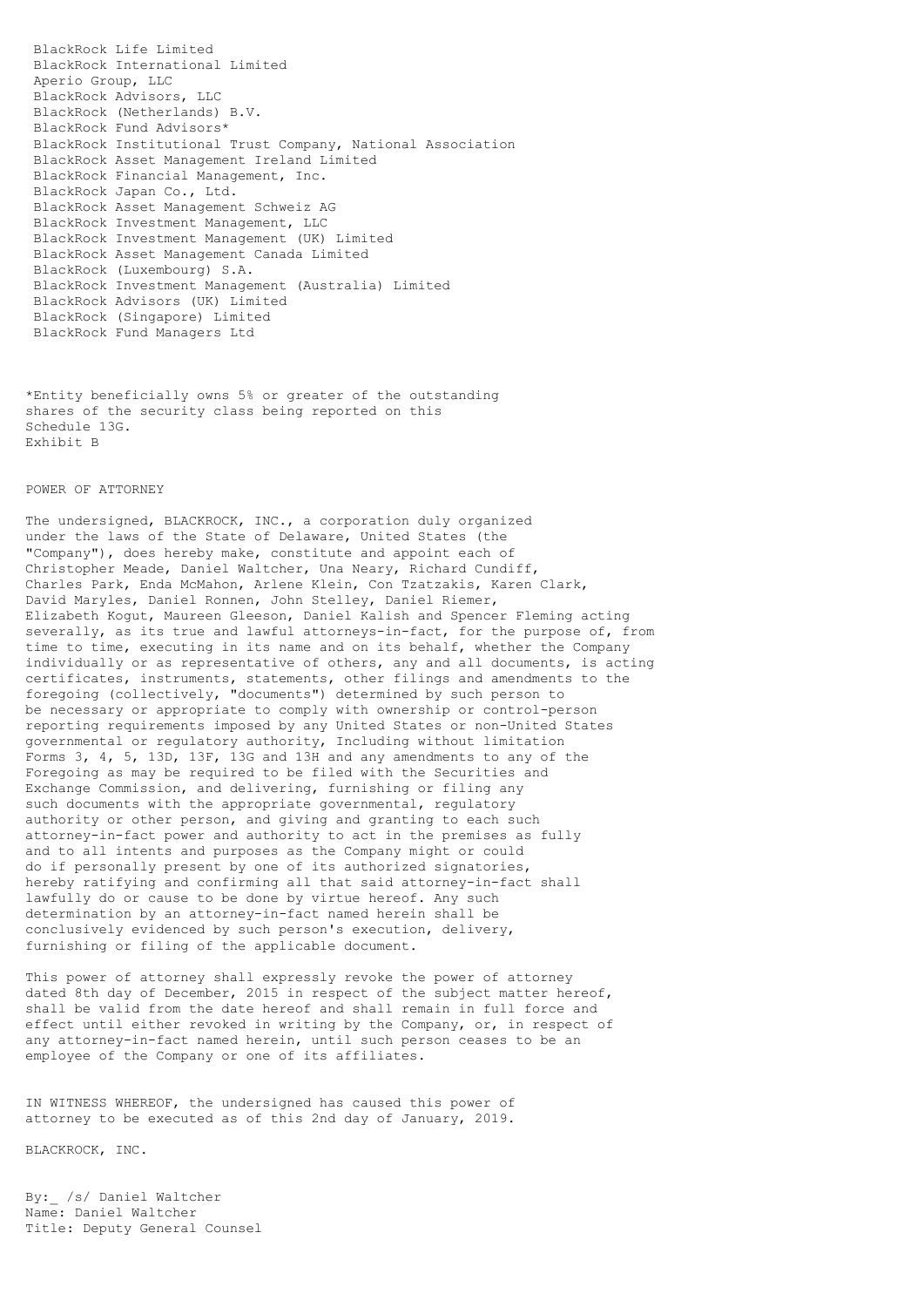BlackRock Life Limited
BlackRock International Limited
Aperio Group, LLC
BlackRock Advisors, LLC
BlackRock (Netherlands) B.V.
BlackRock Fund Advisors*
BlackRock Institutional Trust Company, National Association
BlackRock Asset Management Ireland Limited
BlackRock Financial Management, Inc.
BlackRock Japan Co., Ltd.
BlackRock Asset Management Schweiz AG
BlackRock Investment Management, LLC
BlackRock Investment Management (UK) Limited
BlackRock Asset Management Canada Limited
BlackRock (Luxembourg) S.A.
BlackRock Investment Management (Australia) Limited
BlackRock Advisors (UK) Limited
BlackRock (Singapore) Limited
BlackRock Fund Managers Ltd

*Entity beneficially owns 5% or greater of the outstanding shares of the security class being reported on this Schedule 13G.

Exhibit B

POWER OF ATTORNEY

The undersigned, BLACKROCK, INC., a corporation duly organized under the laws of the State of Delaware, United States (the "Company"), does hereby make, constitute and appoint each of Christopher Meade, Daniel Waltcher, Una Neary, Richard Cundiff, Charles Park, Enda McMahon, Arlene Klein, Con Tzatzakis, Karen Clark, David Maryles, Daniel Ronnen, John Stelley, Daniel Riemer, Elizabeth Kogut, Maureen Gleeson, Daniel Kalish and Spencer Fleming acting severally, as its true and lawful attorneys-in-fact, for the purpose of, from time to time, executing in its name and on its behalf, whether the Company individually or as representative of others, any and all documents, is acting certificates, instruments, statements, other filings and amendments to the foregoing (collectively, "documents") determined by such person to be necessary or appropriate to comply with ownership or control-person reporting requirements imposed by any United States or non-United States governmental or regulatory authority, Including without limitation Forms 3, 4, 5, 13D, 13F, 13G and 13H and any amendments to any of the Foregoing as may be required to be filed with the Securities and Exchange Commission, and delivering, furnishing or filing any such documents with the appropriate governmental, regulatory authority or other person, and giving and granting to each such attorney-in-fact power and authority to act in the premises as fully and to all intents and purposes as the Company might or could do if personally present by one of its authorized signatories, hereby ratifying and confirming all that said attorney-in-fact shall lawfully do or cause to be done by virtue hereof. Any such determination by an attorney-in-fact named herein shall be conclusively evidenced by such person's execution, delivery, furnishing or filing of the applicable document.

This power of attorney shall expressly revoke the power of attorney dated 8th day of December, 2015 in respect of the subject matter hereof, shall be valid from the date hereof and shall remain in full force and effect until either revoked in writing by the Company, or, in respect of any attorney-in-fact named herein, until such person ceases to be an employee of the Company or one of its affiliates.

IN WITNESS WHEREOF, the undersigned has caused this power of attorney to be executed as of this 2nd day of January, 2019.

BLACKROCK, INC.

By:_ /s/ Daniel Waltcher
Name: Daniel Waltcher
Title: Deputy General Counsel